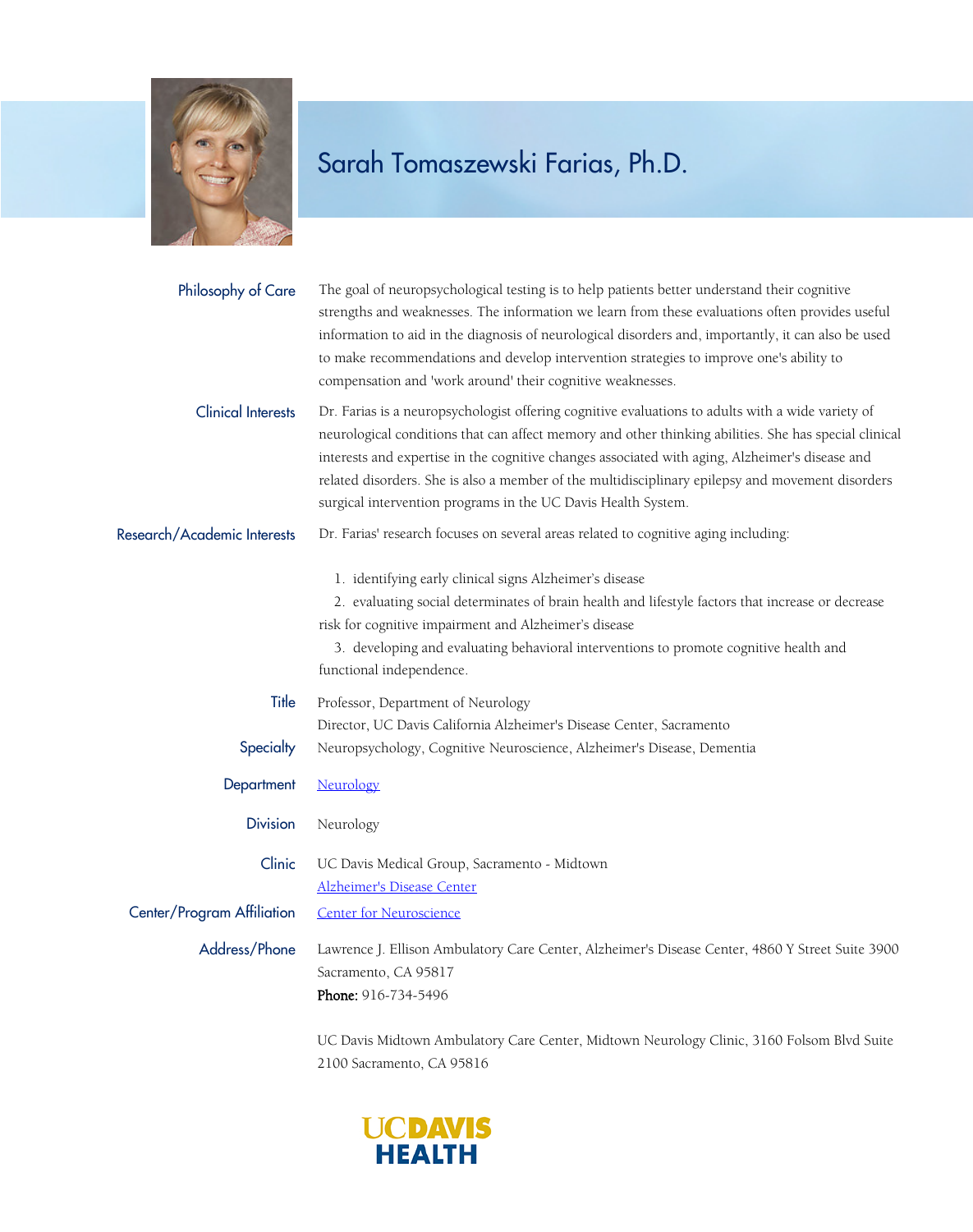# Sarah Tomaszewski Farias, Ph.D.

**Philosophy of Care**

The goal of neuropsychological testing is to help patients better understand their cognitive strengths and weaknesses. The information we learn from these evaluations often provides useful information to aid in the diagnosis of neurological disorders and, importantly, it can also be used to make recommendations and develop intervention strategies to improve one's ability to compensation and 'work around' their cognitive weaknesses.

**Clinical Interests**

Dr. Farias is a neuropsychologist offering cognitive evaluations to adults with a wide variety of neurological conditions that can affect memory and other thinking abilities. She has special clinical interests and expertise in the cognitive changes associated with aging, Alzheimer's disease and related disorders. She is also a member of the multidisciplinary epilepsy and movement disorders surgical intervention programs in the UC Davis Health System.

**Research/Academic Interests**

Dr. Farias' research focuses on several areas related to cognitive aging including:

1. identifying early clinical signs Alzheimer's disease
2. evaluating social determinates of brain health and lifestyle factors that increase or decrease risk for cognitive impairment and Alzheimer's disease
3. developing and evaluating behavioral interventions to promote cognitive health and functional independence.

**Title**

Professor, Department of Neurology
Director, UC Davis California Alzheimer's Disease Center, Sacramento

**Specialty**

Neuropsychology, Cognitive Neuroscience, Alzheimer's Disease, Dementia

**Department**

Neurology

**Division**

Neurology

**Clinic**

UC Davis Medical Group, Sacramento - Midtown
Alzheimer's Disease Center

**Center/Program Affiliation**

Center for Neuroscience

**Address/Phone**

Lawrence J. Ellison Ambulatory Care Center, Alzheimer's Disease Center, 4860 Y Street Suite 3900 Sacramento, CA 95817
**Phone:** 916-734-5496

UC Davis Midtown Ambulatory Care Center, Midtown Neurology Clinic, 3160 Folsom Blvd Suite 2100 Sacramento, CA 95816

UC DAVIS HEALTH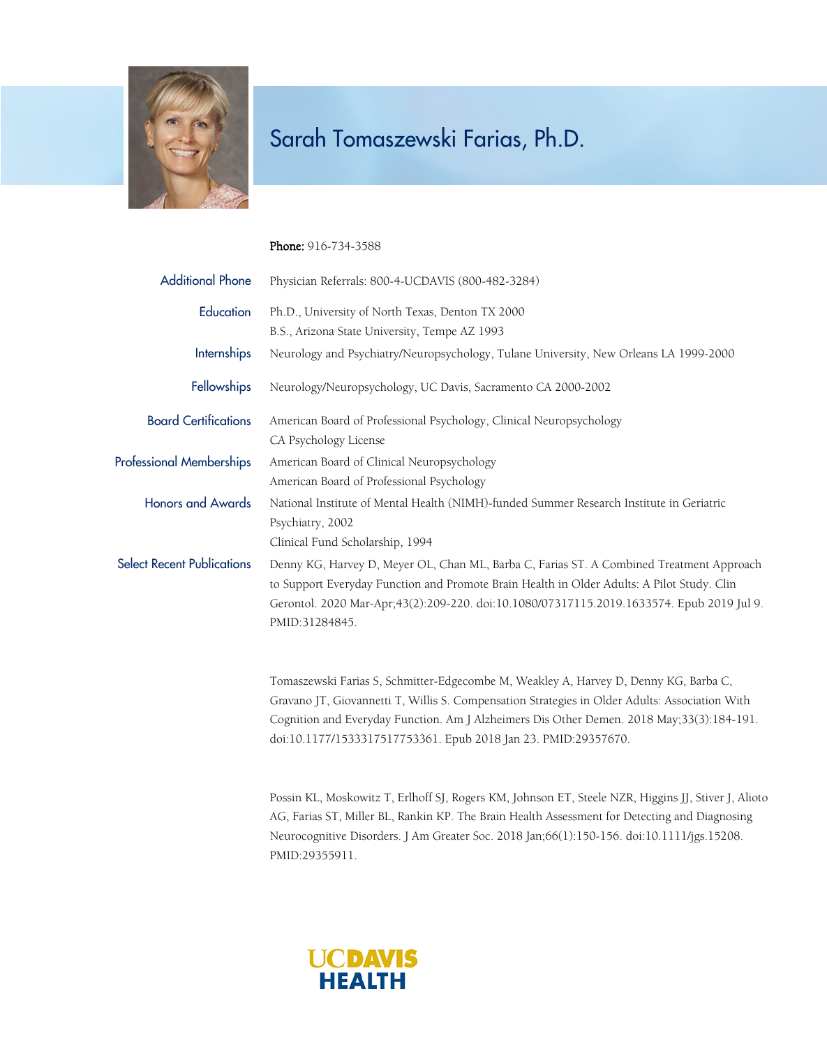# Sarah Tomaszewski Farias, Ph.D.

**Phone:** 916-734-3588

| | |
|---|---|
| Additional Phone | Physician Referrals: 800-4-UCDAVIS (800-482-3284) |
| Education | Ph.D., University of North Texas, Denton TX 2000<br>B.S., Arizona State University, Tempe AZ 1993 |
| Internships | Neurology and Psychiatry/Neuropsychology, Tulane University, New Orleans LA 1999-2000 |
| Fellowships | Neurology/Neuropsychology, UC Davis, Sacramento CA 2000-2002 |
| Board Certifications | American Board of Professional Psychology, Clinical Neuropsychology<br>CA Psychology License |
| Professional Memberships | American Board of Clinical Neuropsychology<br>American Board of Professional Psychology |
| Honors and Awards | National Institute of Mental Health (NIMH)-funded Summer Research Institute in Geriatric Psychiatry, 2002<br>Clinical Fund Scholarship, 1994 |

**Select Recent Publications**

Denny KG, Harvey D, Meyer OL, Chan ML, Barba C, Farias ST. A Combined Treatment Approach to Support Everyday Function and Promote Brain Health in Older Adults: A Pilot Study. Clin Gerontol. 2020 Mar-Apr;43(2):209-220. doi:10.1080/07317115.2019.1633574. Epub 2019 Jul 9. PMID:31284845.

Tomaszewski Farias S, Schmitter-Edgecombe M, Weakley A, Harvey D, Denny KG, Barba C, Gravano JT, Giovannetti T, Willis S. Compensation Strategies in Older Adults: Association With Cognition and Everyday Function. Am J Alzheimers Dis Other Demen. 2018 May;33(3):184-191. doi:10.1177/1533317517753361. Epub 2018 Jan 23. PMID:29357670.

Possin KL, Moskowitz T, Erlhoff SJ, Rogers KM, Johnson ET, Steele NZR, Higgins JJ, Stiver J, Alioto AG, Farias ST, Miller BL, Rankin KP. The Brain Health Assessment for Detecting and Diagnosing Neurocognitive Disorders. J Am Greater Soc. 2018 Jan;66(1):150-156. doi:10.1111/jgs.15208. PMID:29355911.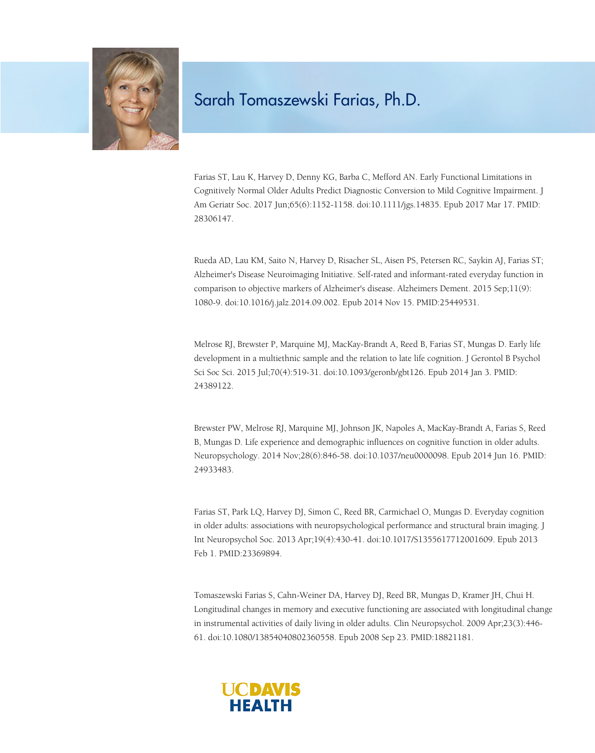# Sarah Tomaszewski Farias, Ph.D.

Farias ST, Lau K, Harvey D, Denny KG, Barba C, Mefford AN. Early Functional Limitations in Cognitively Normal Older Adults Predict Diagnostic Conversion to Mild Cognitive Impairment. J Am Geriatr Soc. 2017 Jun;65(6):1152-1158. doi:10.1111/jgs.14835. Epub 2017 Mar 17. PMID: 28306147.

Rueda AD, Lau KM, Saito N, Harvey D, Risacher SL, Aisen PS, Petersen RC, Saykin AJ, Farias ST; Alzheimer's Disease Neuroimaging Initiative. Self-rated and informant-rated everyday function in comparison to objective markers of Alzheimer's disease. Alzheimers Dement. 2015 Sep;11(9): 1080-9. doi:10.1016/j.jalz.2014.09.002. Epub 2014 Nov 15. PMID:25449531.

Melrose RJ, Brewster P, Marquine MJ, MacKay-Brandt A, Reed B, Farias ST, Mungas D. Early life development in a multiethnic sample and the relation to late life cognition. J Gerontol B Psychol Sci Soc Sci. 2015 Jul;70(4):519-31. doi:10.1093/geronb/gbt126. Epub 2014 Jan 3. PMID: 24389122.

Brewster PW, Melrose RJ, Marquine MJ, Johnson JK, Napoles A, MacKay-Brandt A, Farias S, Reed B, Mungas D. Life experience and demographic influences on cognitive function in older adults. Neuropsychology. 2014 Nov;28(6):846-58. doi:10.1037/neu0000098. Epub 2014 Jun 16. PMID: 24933483.

Farias ST, Park LQ, Harvey DJ, Simon C, Reed BR, Carmichael O, Mungas D. Everyday cognition in older adults: associations with neuropsychological performance and structural brain imaging. J Int Neuropsychol Soc. 2013 Apr;19(4):430-41. doi:10.1017/S1355617712001609. Epub 2013 Feb 1. PMID:23369894.

Tomaszewski Farias S, Cahn-Weiner DA, Harvey DJ, Reed BR, Mungas D, Kramer JH, Chui H. Longitudinal changes in memory and executive functioning are associated with longitudinal change in instrumental activities of daily living in older adults. Clin Neuropsychol. 2009 Apr;23(3):446-61. doi:10.1080/13854040802360558. Epub 2008 Sep 23. PMID:18821181.

UCDAVIS HEALTH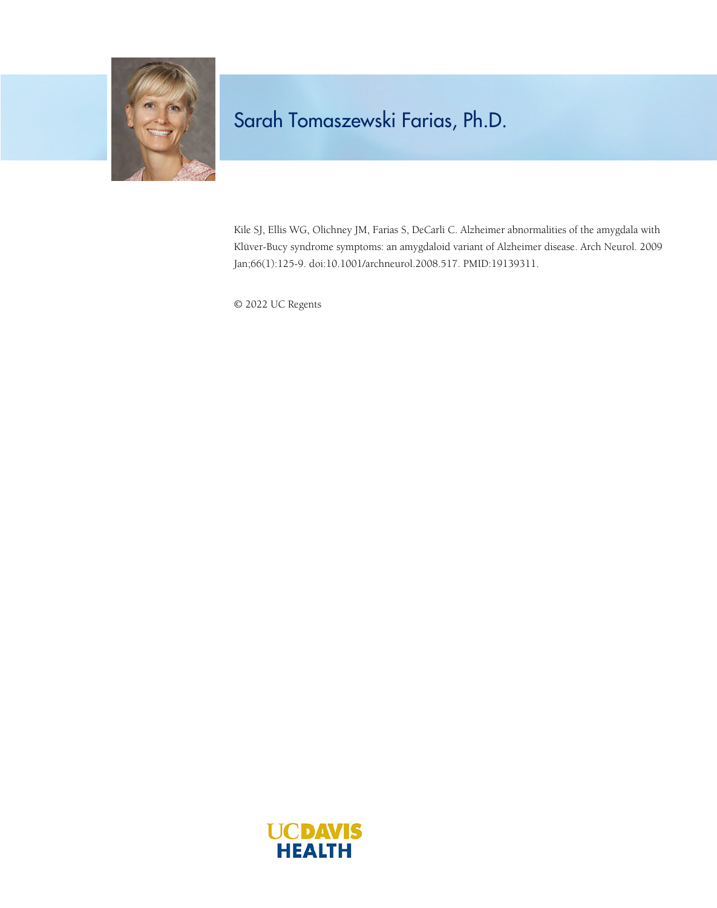# Sarah Tomaszewski Farias, Ph.D.

Kile SJ, Ellis WG, Olichney JM, Farias S, DeCarli C. Alzheimer abnormalities of the amygdala with Klüver-Bucy syndrome symptoms: an amygdaloid variant of Alzheimer disease. Arch Neurol. 2009 Jan;66(1):125-9. doi:10.1001/archneurol.2008.517. PMID:19139311.

© 2022 UC Regents

UCDAVIS
HEALTH